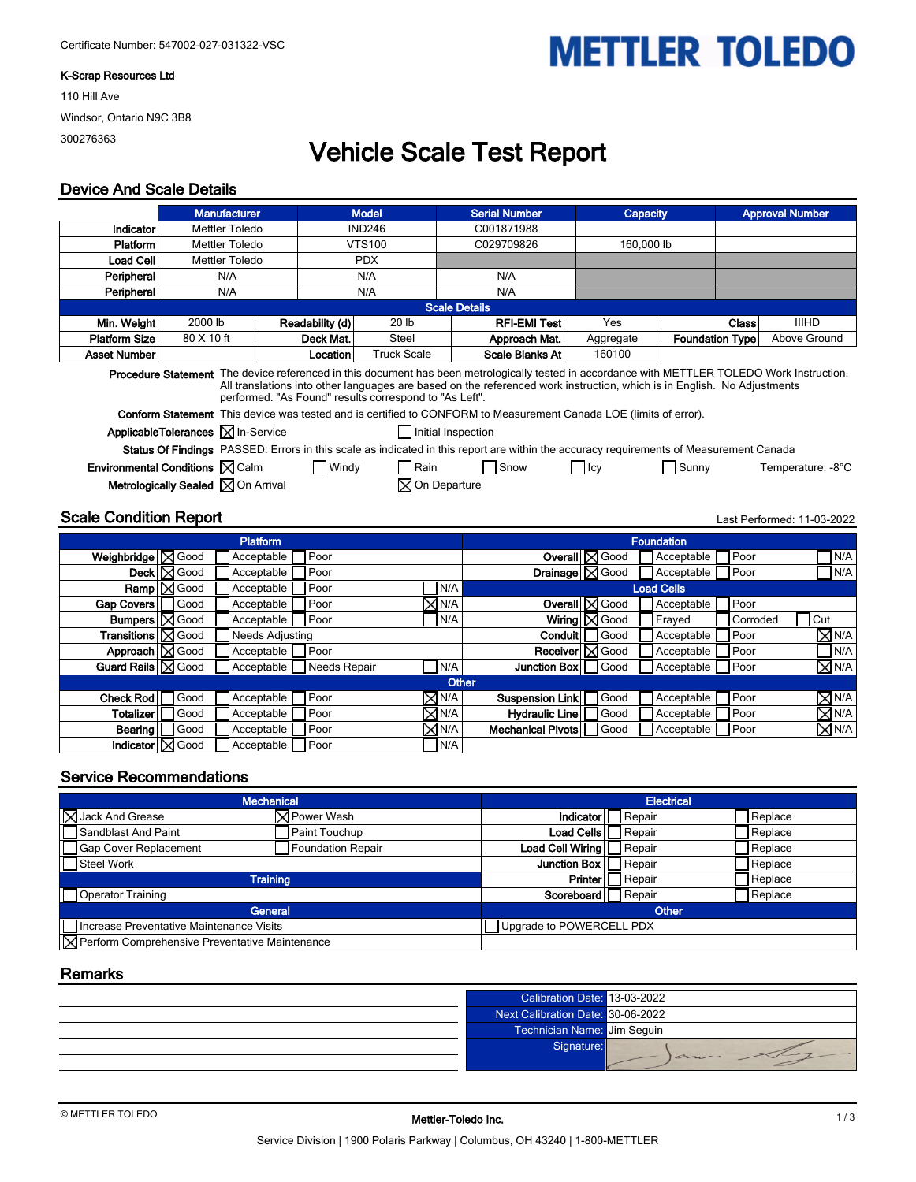Certificate Number: 547002-027-031322-VSC

**K-Scrap Resources Ltd**

110 Hill Ave

Windsor, Ontario N9C 3B8

300276363

**METTLER TOLEDO**

# Vehicle Scale Test Report

## Device And Scale Details

| | Manufacturer | Model | Serial Number | Capacity | Approval Number |
|---|---|---|---|---|---|
| **Indicator** | Mettler Toledo | IND246 | C001871988 | | |
| **Platform** | Mettler Toledo | VTS100 | C029709826 | 160,000 lb | |
| **Load Cell** | Mettler Toledo | PDX | | | |
| **Peripheral** | N/A | N/A | N/A | | |
| **Peripheral** | N/A | N/A | N/A | | |

**Scale Details**

| | | | | | | | |
|---|---|---|---|---|---|---|---|
| **Min. Weight** | 2000 lb | **Readability (d)** | 20 lb | **RFI-EMI Test** | Yes | **Class** | IIIHD |
| **Platform Size** | 80 X 10 ft | **Deck Mat.** | Steel | **Approach Mat.** | Aggregate | **Foundation Type** | Above Ground |
| **Asset Number** | | **Location** | Truck Scale | **Scale Blanks At** | 160100 | | |

**Procedure Statement** The device referenced in this document has been metrologically tested in accordance with METTLER TOLEDO Work Instruction. All translations into other languages are based on the referenced work instruction, which is in English. No Adjustments performed. "As Found" results correspond to "As Left".

**Conform Statement** This device was tested and is certified to CONFORM to Measurement Canada LOE (limits of error).

**ApplicableTolerances** ☒ In-Service ☐ Initial Inspection

**Status Of Findings** PASSED: Errors in this scale as indicated in this report are within the accuracy requirements of Measurement Canada

**Environmental Conditions** ☒ Calm ☐ Windy ☐ Rain ☐ Snow ☐ Icy ☐ Sunny Temperature: -8°C

**Metrologically Sealed** ☒ On Arrival ☒ On Departure

## Scale Condition Report

Last Performed: 11-03-2022

**Platform**

| | | | | |
|---|---|---|---|---|
| **Weighbridge** | ☒ Good | ☐ Acceptable | ☐ Poor | |
| **Deck** | ☒ Good | ☐ Acceptable | ☐ Poor | |
| **Ramp** | ☒ Good | ☐ Acceptable | ☐ Poor | ☐ N/A |
| **Gap Covers** | ☐ Good | ☐ Acceptable | ☐ Poor | ☒ N/A |
| **Bumpers** | ☒ Good | ☐ Acceptable | ☐ Poor | ☐ N/A |
| **Transitions** | ☒ Good | ☐ Needs Adjusting | | |
| **Approach** | ☒ Good | ☐ Acceptable | ☐ Poor | |
| **Guard Rails** | ☒ Good | ☐ Acceptable | ☐ Needs Repair | ☐ N/A |

**Foundation**

| | | | | |
|---|---|---|---|---|
| **Overall** | ☒ Good | ☐ Acceptable | ☐ Poor | ☐ N/A |
| **Drainage** | ☒ Good | ☐ Acceptable | ☐ Poor | ☐ N/A |

**Load Cells**

| | | | | |
|---|---|---|---|---|
| **Overall** | ☒ Good | ☐ Acceptable | ☐ Poor | |
| **Wiring** | ☒ Good | ☐ Frayed | ☐ Corroded | ☐ Cut |
| **Conduit** | ☐ Good | ☐ Acceptable | ☐ Poor | ☒ N/A |
| **Receiver** | ☒ Good | ☐ Acceptable | ☐ Poor | ☐ N/A |
| **Junction Box** | ☐ Good | ☐ Acceptable | ☐ Poor | ☒ N/A |

**Other**

| | | | | |
|---|---|---|---|---|
| **Check Rod** | ☐ Good | ☐ Acceptable | ☐ Poor | ☒ N/A |
| **Totalizer** | ☐ Good | ☐ Acceptable | ☐ Poor | ☒ N/A |
| **Bearing** | ☐ Good | ☐ Acceptable | ☐ Poor | ☒ N/A |
| **Indicator** | ☒ Good | ☐ Acceptable | ☐ Poor | ☐ N/A |
| **Suspension Link** | ☐ Good | ☐ Acceptable | ☐ Poor | ☒ N/A |
| **Hydraulic Line** | ☐ Good | ☐ Acceptable | ☐ Poor | ☒ N/A |
| **Mechanical Pivots** | ☐ Good | ☐ Acceptable | ☐ Poor | ☒ N/A |

## Service Recommendations

**Mechanical**

| | |
|---|---|
| ☒ Jack And Grease | ☒ Power Wash |
| ☐ Sandblast And Paint | ☐ Paint Touchup |
| ☐ Gap Cover Replacement | ☐ Foundation Repair |
| ☐ Steel Work | |

**Electrical**

| | | |
|---|---|---|
| **Indicator** | ☐ Repair | ☐ Replace |
| **Load Cells** | ☐ Repair | ☐ Replace |
| **Load Cell Wiring** | ☐ Repair | ☐ Replace |
| **Junction Box** | ☐ Repair | ☐ Replace |
| **Printer** | ☐ Repair | ☐ Replace |
| **Scoreboard** | ☐ Repair | ☐ Replace |

**Training**

☐ Operator Training

**General**

☐ Increase Preventative Maintenance Visits

☒ Perform Comprehensive Preventative Maintenance

**Other**

☐ Upgrade to POWERCELL PDX

## Remarks

| | |
|---|---|
| Calibration Date: | 13-03-2022 |
| Next Calibration Date: | 30-06-2022 |
| Technician Name: | Jim Seguin |
| Signature: | |

**Mettler-Toledo Inc.**

Service Division | 1900 Polaris Parkway | Columbus, OH 43240 | 1-800-METTLER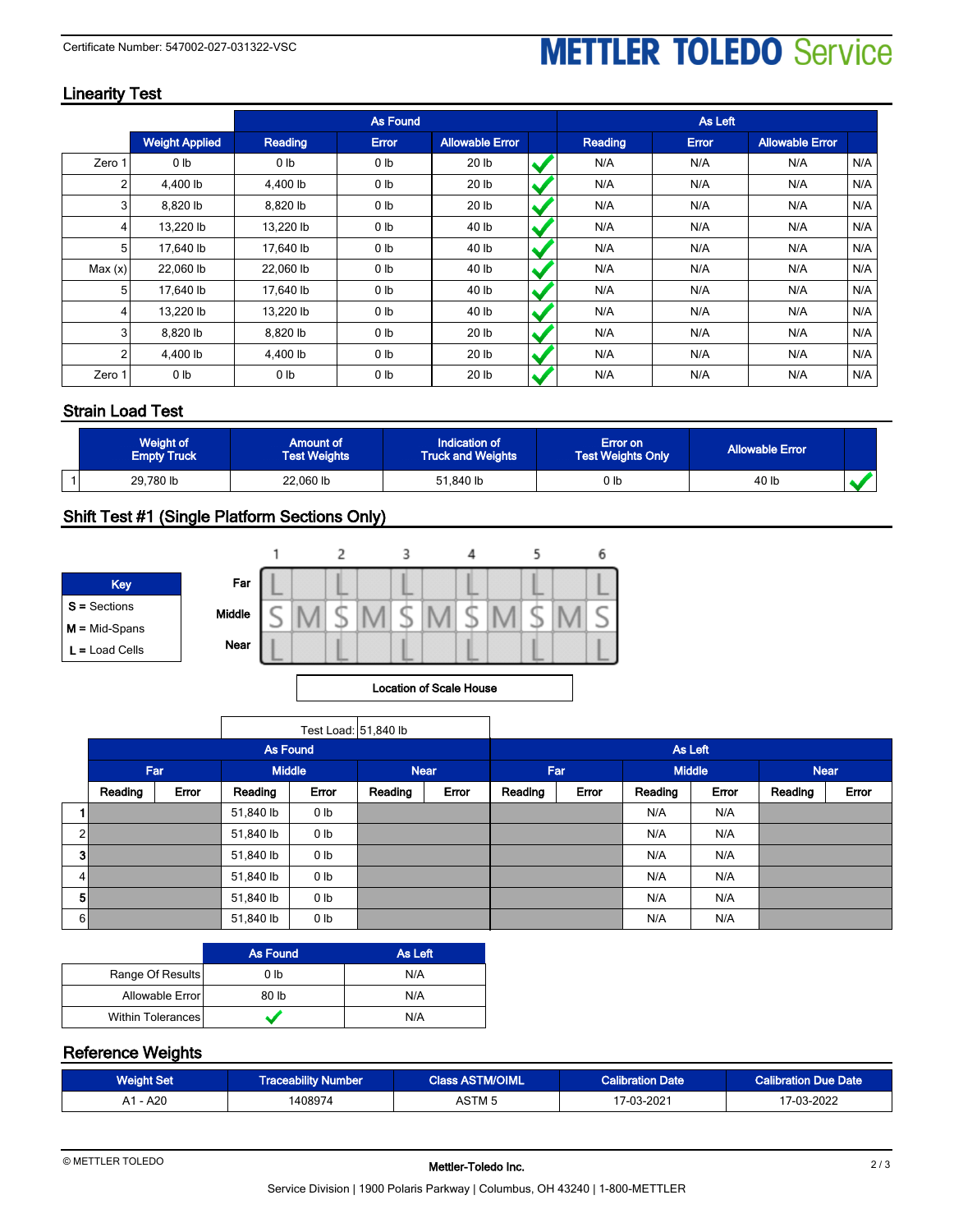Certificate Number: 547002-027-031322-VSC

METTLER TOLEDO Service

## Linearity Test

| | | As Found | | | | As Left | | | |
|---|---|---|---|---|---|---|---|---|---|
| | Weight Applied | Reading | Error | Allowable Error | | Reading | Error | Allowable Error | |
| Zero 1 | 0 lb | 0 lb | 0 lb | 20 lb | ✓ | N/A | N/A | N/A | N/A |
| 2 | 4,400 lb | 4,400 lb | 0 lb | 20 lb | ✓ | N/A | N/A | N/A | N/A |
| 3 | 8,820 lb | 8,820 lb | 0 lb | 20 lb | ✓ | N/A | N/A | N/A | N/A |
| 4 | 13,220 lb | 13,220 lb | 0 lb | 40 lb | ✓ | N/A | N/A | N/A | N/A |
| 5 | 17,640 lb | 17,640 lb | 0 lb | 40 lb | ✓ | N/A | N/A | N/A | N/A |
| Max (x) | 22,060 lb | 22,060 lb | 0 lb | 40 lb | ✓ | N/A | N/A | N/A | N/A |
| 5 | 17,640 lb | 17,640 lb | 0 lb | 40 lb | ✓ | N/A | N/A | N/A | N/A |
| 4 | 13,220 lb | 13,220 lb | 0 lb | 40 lb | ✓ | N/A | N/A | N/A | N/A |
| 3 | 8,820 lb | 8,820 lb | 0 lb | 20 lb | ✓ | N/A | N/A | N/A | N/A |
| 2 | 4,400 lb | 4,400 lb | 0 lb | 20 lb | ✓ | N/A | N/A | N/A | N/A |
| Zero 1 | 0 lb | 0 lb | 0 lb | 20 lb | ✓ | N/A | N/A | N/A | N/A |

## Strain Load Test

| | Weight of Empty Truck | Amount of Test Weights | Indication of Truck and Weights | Error on Test Weights Only | Allowable Error | |
|---|---|---|---|---|---|---|
| 1 | 29,780 lb | 22,060 lb | 51,840 lb | 0 lb | 40 lb | ✓ |

## Shift Test #1 (Single Platform Sections Only)

| Key |
|---|
| **S** = Sections |
| **M** = Mid-Spans |
| **L** = Load Cells |

| | 1 | | 2 | | 3 | | 4 | | 5 | | 6 |
|---|---|---|---|---|---|---|---|---|---|---|---|
| Far | L | | L | | L | | L | | L | | L |
| Middle | S | M | S | M | S | M | S | M | S | M | S |
| Near | L | | L | | L | | L | | L | | L |

Location of Scale House

Test Load: 51,840 lb

| | As Found | | | | | | As Left | | | | | |
|---|---|---|---|---|---|---|---|---|---|---|---|---|
| | Far | | Middle | | Near | | Far | | Middle | | Near | |
| | Reading | Error | Reading | Error | Reading | Error | Reading | Error | Reading | Error | Reading | Error |
| 1 | | | 51,840 lb | 0 lb | | | | | N/A | N/A | | |
| 2 | | | 51,840 lb | 0 lb | | | | | N/A | N/A | | |
| 3 | | | 51,840 lb | 0 lb | | | | | N/A | N/A | | |
| 4 | | | 51,840 lb | 0 lb | | | | | N/A | N/A | | |
| 5 | | | 51,840 lb | 0 lb | | | | | N/A | N/A | | |
| 6 | | | 51,840 lb | 0 lb | | | | | N/A | N/A | | |

| | As Found | As Left |
|---|---|---|
| Range Of Results | 0 lb | N/A |
| Allowable Error | 80 lb | N/A |
| Within Tolerances | ✓ | N/A |

## Reference Weights

| Weight Set | Traceability Number | Class ASTM/OIML | Calibration Date | Calibration Due Date |
|---|---|---|---|---|
| A1 - A20 | 1408974 | ASTM 5 | 17-03-2021 | 17-03-2022 |

© METTLER TOLEDO

Mettler-Toledo Inc.

Service Division | 1900 Polaris Parkway | Columbus, OH 43240 | 1-800-METTLER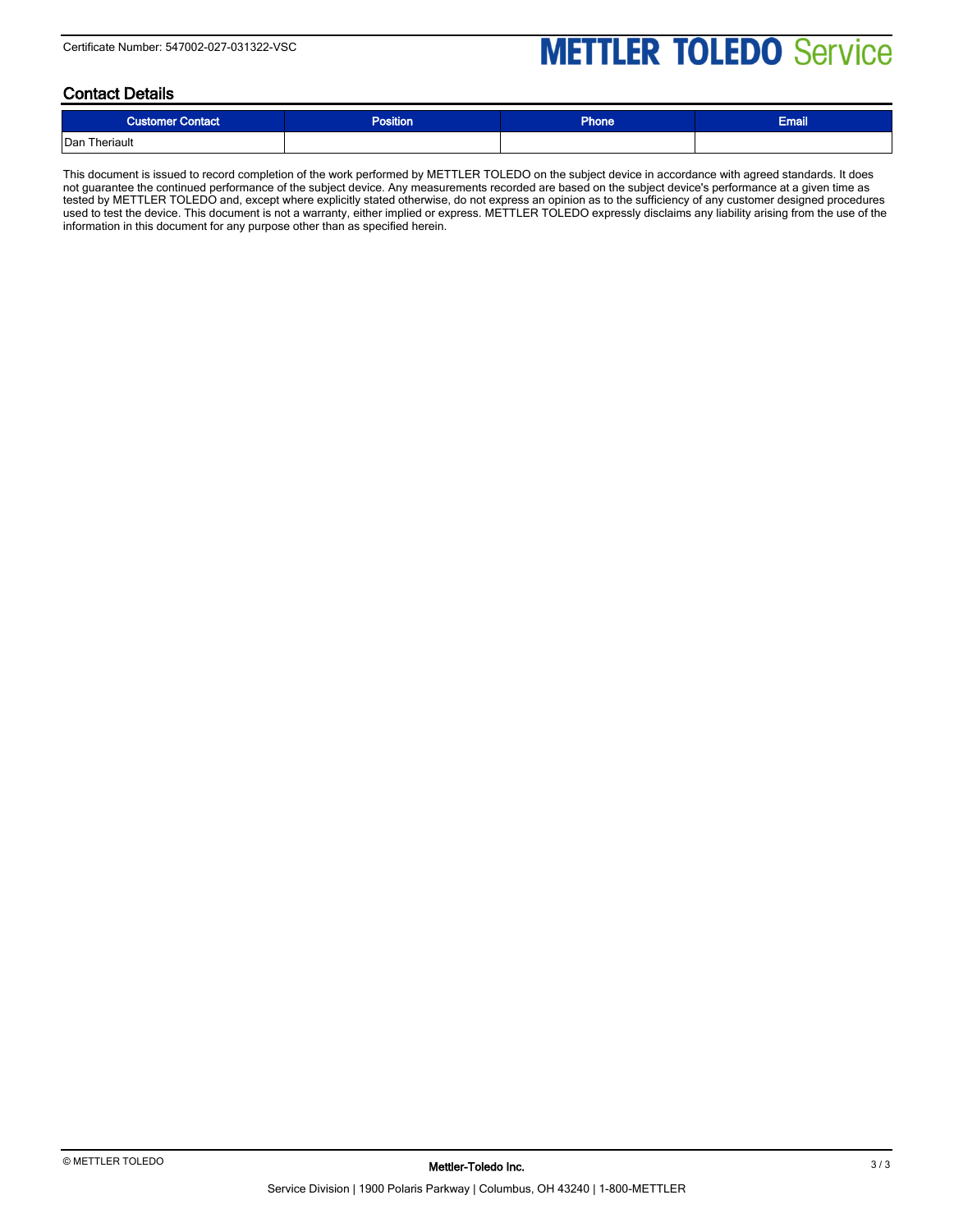## Contact Details

| Customer Contact | Position | Phone | Email |
|---|---|---|---|
| Dan Theriault | | | |

This document is issued to record completion of the work performed by METTLER TOLEDO on the subject device in accordance with agreed standards. It does not guarantee the continued performance of the subject device. Any measurements recorded are based on the subject device's performance at a given time as tested by METTLER TOLEDO and, except where explicitly stated otherwise, do not express an opinion as to the sufficiency of any customer designed procedures used to test the device. This document is not a warranty, either implied or express. METTLER TOLEDO expressly disclaims any liability arising from the use of the information in this document for any purpose other than as specified herein.